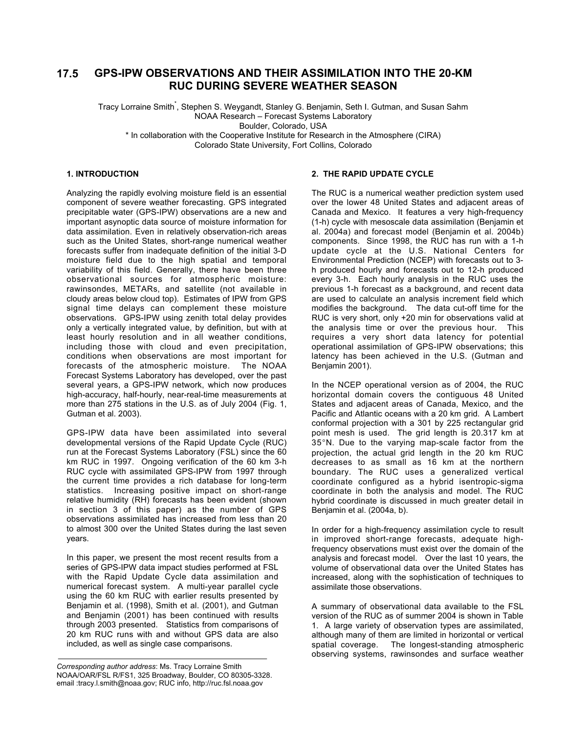# 17.5 GPS-IPW OBSERVATIONS AND THEIR ASSIMILATION INTO THE 20-KM RUC DURING SEVERE WEATHER SEASON

Tracy Lorraine Smith*, Stephen S. Weygandt, Stanley G. Benjamin, Seth I. Gutman, and Susan Sahm
NOAA Research – Forecast Systems Laboratory
Boulder, Colorado, USA
* In collaboration with the Cooperative Institute for Research in the Atmosphere (CIRA)
Colorado State University, Fort Collins, Colorado

## 1. INTRODUCTION

Analyzing the rapidly evolving moisture field is an essential component of severe weather forecasting. GPS integrated precipitable water (GPS-IPW) observations are a new and important asynoptic data source of moisture information for data assimilation. Even in relatively observation-rich areas such as the United States, short-range numerical weather forecasts suffer from inadequate definition of the initial 3-D moisture field due to the high spatial and temporal variability of this field. Generally, there have been three observational sources for atmospheric moisture: rawinsondes, METARs, and satellite (not available in cloudy areas below cloud top). Estimates of IPW from GPS signal time delays can complement these moisture observations. GPS-IPW using zenith total delay provides only a vertically integrated value, by definition, but with at least hourly resolution and in all weather conditions, including those with cloud and even precipitation, conditions when observations are most important for forecasts of the atmospheric moisture. The NOAA Forecast Systems Laboratory has developed, over the past several years, a GPS-IPW network, which now produces high-accuracy, half-hourly, near-real-time measurements at more than 275 stations in the U.S. as of July 2004 (Fig. 1, Gutman et al. 2003).

GPS-IPW data have been assimilated into several developmental versions of the Rapid Update Cycle (RUC) run at the Forecast Systems Laboratory (FSL) since the 60 km RUC in 1997. Ongoing verification of the 60 km 3-h RUC cycle with assimilated GPS-IPW from 1997 through the current time provides a rich database for long-term statistics. Increasing positive impact on short-range relative humidity (RH) forecasts has been evident (shown in section 3 of this paper) as the number of GPS observations assimilated has increased from less than 20 to almost 300 over the United States during the last seven years.

In this paper, we present the most recent results from a series of GPS-IPW data impact studies performed at FSL with the Rapid Update Cycle data assimilation and numerical forecast system. A multi-year parallel cycle using the 60 km RUC with earlier results presented by Benjamin et al. (1998), Smith et al. (2001), and Gutman and Benjamin (2001) has been continued with results through 2003 presented. Statistics from comparisons of 20 km RUC runs with and without GPS data are also included, as well as single case comparisons.

*Corresponding author address*: Ms. Tracy Lorraine Smith NOAA/OAR/FSL R/FS1, 325 Broadway, Boulder, CO 80305-3328. email :tracy.l.smith@noaa.gov; RUC info, http://ruc.fsl.noaa.gov

## 2. THE RAPID UPDATE CYCLE

The RUC is a numerical weather prediction system used over the lower 48 United States and adjacent areas of Canada and Mexico. It features a very high-frequency (1-h) cycle with mesoscale data assimilation (Benjamin et al. 2004a) and forecast model (Benjamin et al. 2004b) components. Since 1998, the RUC has run with a 1-h update cycle at the U.S. National Centers for Environmental Prediction (NCEP) with forecasts out to 3-h produced hourly and forecasts out to 12-h produced every 3-h. Each hourly analysis in the RUC uses the previous 1-h forecast as a background, and recent data are used to calculate an analysis increment field which modifies the background. The data cut-off time for the RUC is very short, only +20 min for observations valid at the analysis time or over the previous hour. This requires a very short data latency for potential operational assimilation of GPS-IPW observations; this latency has been achieved in the U.S. (Gutman and Benjamin 2001).

In the NCEP operational version as of 2004, the RUC horizontal domain covers the contiguous 48 United States and adjacent areas of Canada, Mexico, and the Pacific and Atlantic oceans with a 20 km grid. A Lambert conformal projection with a 301 by 225 rectangular grid point mesh is used. The grid length is 20.317 km at 35°N. Due to the varying map-scale factor from the projection, the actual grid length in the 20 km RUC decreases to as small as 16 km at the northern boundary. The RUC uses a generalized vertical coordinate configured as a hybrid isentropic-sigma coordinate in both the analysis and model. The RUC hybrid coordinate is discussed in much greater detail in Benjamin et al. (2004a, b).

In order for a high-frequency assimilation cycle to result in improved short-range forecasts, adequate high-frequency observations must exist over the domain of the analysis and forecast model. Over the last 10 years, the volume of observational data over the United States has increased, along with the sophistication of techniques to assimilate those observations.

A summary of observational data available to the FSL version of the RUC as of summer 2004 is shown in Table 1. A large variety of observation types are assimilated, although many of them are limited in horizontal or vertical spatial coverage. The longest-standing atmospheric observing systems, rawinsondes and surface weather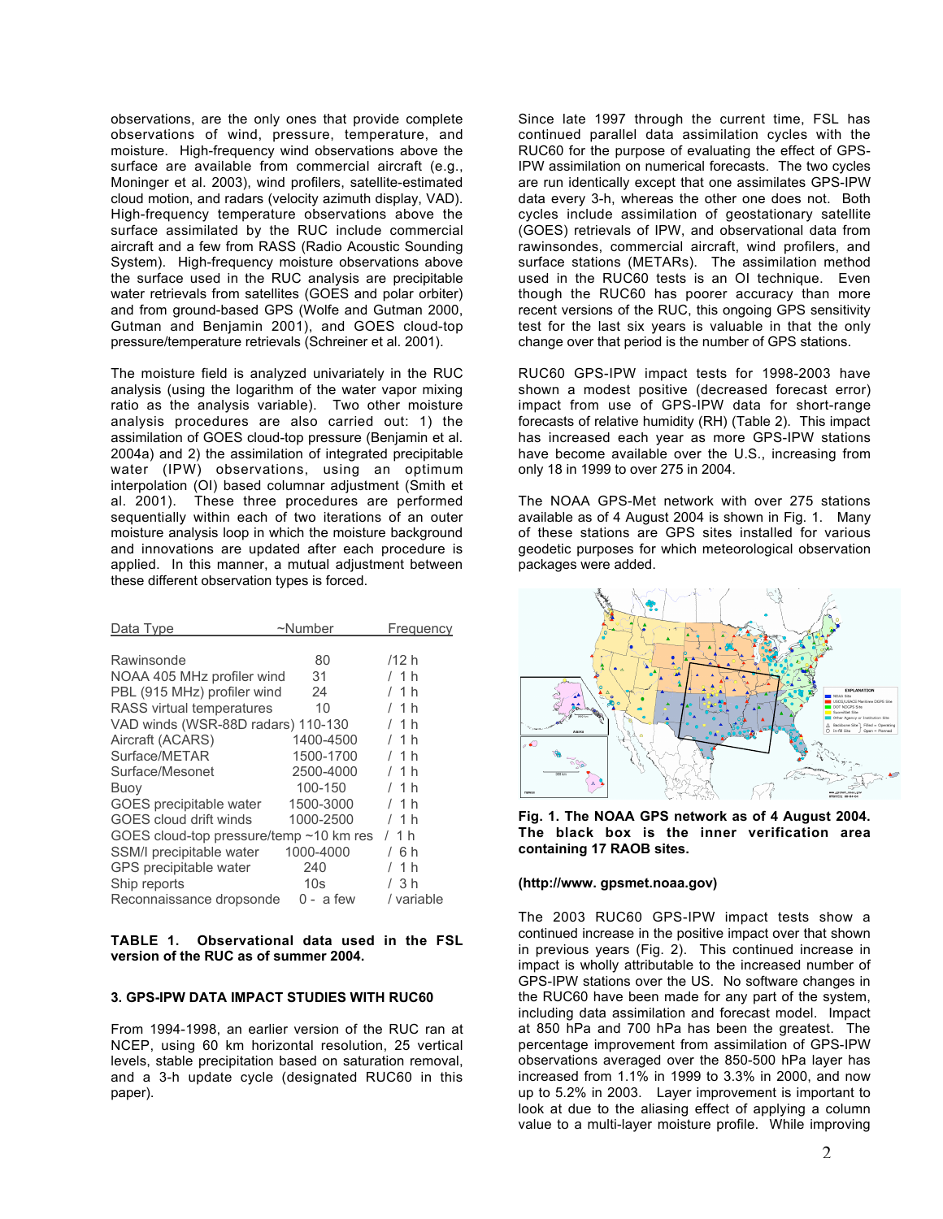observations, are the only ones that provide complete observations of wind, pressure, temperature, and moisture. High-frequency wind observations above the surface are available from commercial aircraft (e.g., Moninger et al. 2003), wind profilers, satellite-estimated cloud motion, and radars (velocity azimuth display, VAD). High-frequency temperature observations above the surface assimilated by the RUC include commercial aircraft and a few from RASS (Radio Acoustic Sounding System). High-frequency moisture observations above the surface used in the RUC analysis are precipitable water retrievals from satellites (GOES and polar orbiter) and from ground-based GPS (Wolfe and Gutman 2000, Gutman and Benjamin 2001), and GOES cloud-top pressure/temperature retrievals (Schreiner et al. 2001).

The moisture field is analyzed univariately in the RUC analysis (using the logarithm of the water vapor mixing ratio as the analysis variable). Two other moisture analysis procedures are also carried out: 1) the assimilation of GOES cloud-top pressure (Benjamin et al. 2004a) and 2) the assimilation of integrated precipitable water (IPW) observations, using an optimum interpolation (OI) based columnar adjustment (Smith et al. 2001). These three procedures are performed sequentially within each of two iterations of an outer moisture analysis loop in which the moisture background and innovations are updated after each procedure is applied. In this manner, a mutual adjustment between these different observation types is forced.

| Data Type | ~Number | Frequency |
|---|---|---|
| Rawinsonde | 80 | /12 h |
| NOAA 405 MHz profiler wind | 31 | / 1 h |
| PBL (915 MHz) profiler wind | 24 | / 1 h |
| RASS virtual temperatures | 10 | / 1 h |
| VAD winds (WSR-88D radars) | 110-130 | / 1 h |
| Aircraft (ACARS) | 1400-4500 | / 1 h |
| Surface/METAR | 1500-1700 | / 1 h |
| Surface/Mesonet | 2500-4000 | / 1 h |
| Buoy | 100-150 | / 1 h |
| GOES precipitable water | 1500-3000 | / 1 h |
| GOES cloud drift winds | 1000-2500 | / 1 h |
| GOES cloud-top pressure/temp | ~10 km res | / 1 h |
| SSM/I precipitable water | 1000-4000 | / 6 h |
| GPS precipitable water | 240 | / 1 h |
| Ship reports | 10s | / 3 h |
| Reconnaissance dropsonde | 0 - a few | / variable |

**TABLE 1. Observational data used in the FSL version of the RUC as of summer 2004.**

### 3. GPS-IPW DATA IMPACT STUDIES WITH RUC60

From 1994-1998, an earlier version of the RUC ran at NCEP, using 60 km horizontal resolution, 25 vertical levels, stable precipitation based on saturation removal, and a 3-h update cycle (designated RUC60 in this paper).

Since late 1997 through the current time, FSL has continued parallel data assimilation cycles with the RUC60 for the purpose of evaluating the effect of GPS-IPW assimilation on numerical forecasts. The two cycles are run identically except that one assimilates GPS-IPW data every 3-h, whereas the other one does not. Both cycles include assimilation of geostationary satellite (GOES) retrievals of IPW, and observational data from rawinsondes, commercial aircraft, wind profilers, and surface stations (METARs). The assimilation method used in the RUC60 tests is an OI technique. Even though the RUC60 has poorer accuracy than more recent versions of the RUC, this ongoing GPS sensitivity test for the last six years is valuable in that the only change over that period is the number of GPS stations.

RUC60 GPS-IPW impact tests for 1998-2003 have shown a modest positive (decreased forecast error) impact from use of GPS-IPW data for short-range forecasts of relative humidity (RH) (Table 2). This impact has increased each year as more GPS-IPW stations have become available over the U.S., increasing from only 18 in 1999 to over 275 in 2004.

The NOAA GPS-Met network with over 275 stations available as of 4 August 2004 is shown in Fig. 1. Many of these stations are GPS sites installed for various geodetic purposes for which meteorological observation packages were added.

**Fig. 1. The NOAA GPS network as of 4 August 2004. The black box is the inner verification area containing 17 RAOB sites.**

**(http://www. gpsmet.noaa.gov)**

The 2003 RUC60 GPS-IPW impact tests show a continued increase in the positive impact over that shown in previous years (Fig. 2). This continued increase in impact is wholly attributable to the increased number of GPS-IPW stations over the US. No software changes in the RUC60 have been made for any part of the system, including data assimilation and forecast model. Impact at 850 hPa and 700 hPa has been the greatest. The percentage improvement from assimilation of GPS-IPW observations averaged over the 850-500 hPa layer has increased from 1.1% in 1999 to 3.3% in 2000, and now up to 5.2% in 2003. Layer improvement is important to look at due to the aliasing effect of applying a column value to a multi-layer moisture profile. While improving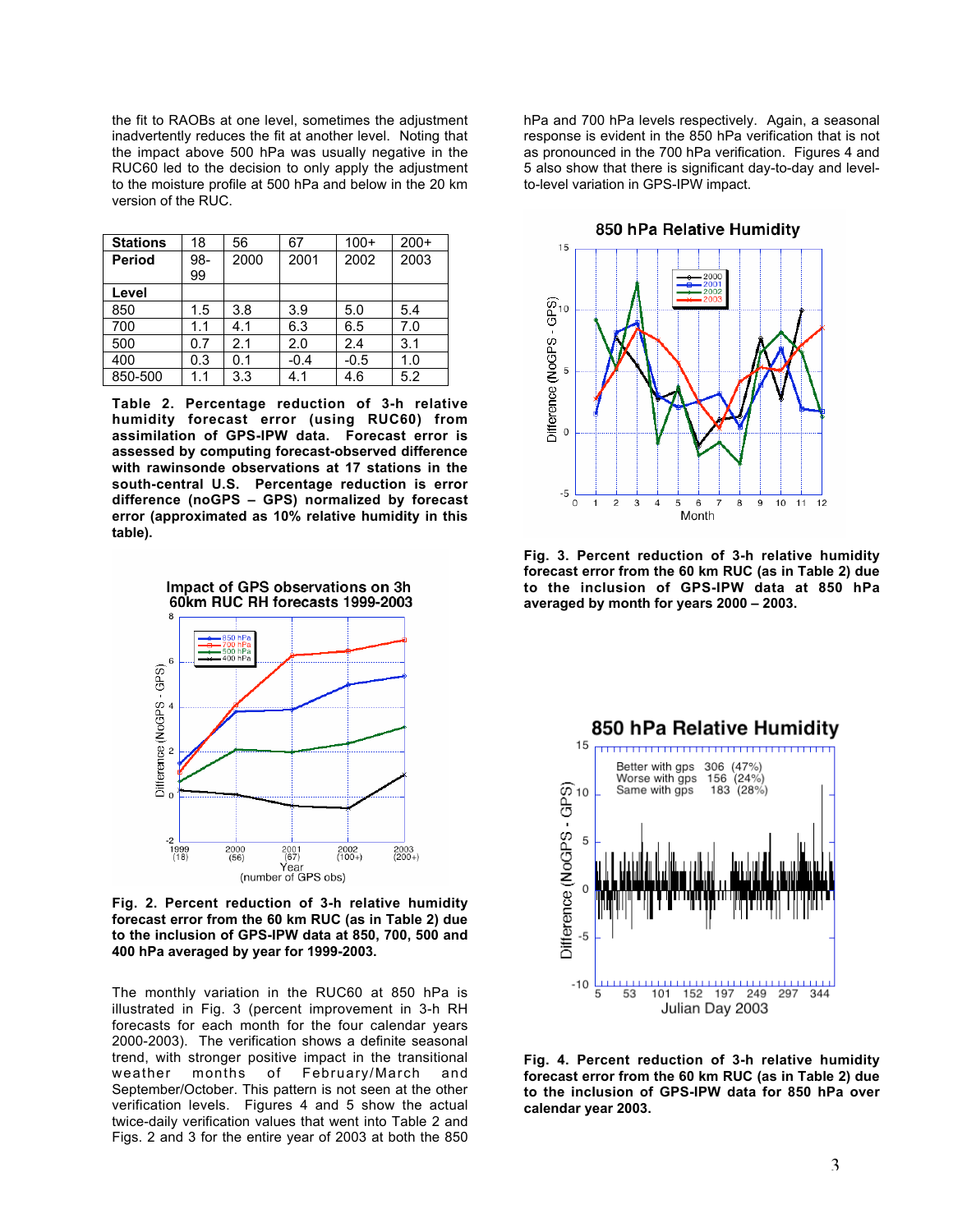the fit to RAOBs at one level, sometimes the adjustment inadvertently reduces the fit at another level. Noting that the impact above 500 hPa was usually negative in the RUC60 led to the decision to only apply the adjustment to the moisture profile at 500 hPa and below in the 20 km version of the RUC.

| Stations | 18 | 56 | 67 | 100+ | 200+ |
|---|---|---|---|---|---|
| Period | 98-99 | 2000 | 2001 | 2002 | 2003 |
| Level | | | | | |
| 850 | 1.5 | 3.8 | 3.9 | 5.0 | 5.4 |
| 700 | 1.1 | 4.1 | 6.3 | 6.5 | 7.0 |
| 500 | 0.7 | 2.1 | 2.0 | 2.4 | 3.1 |
| 400 | 0.3 | 0.1 | -0.4 | -0.5 | 1.0 |
| 850-500 | 1.1 | 3.3 | 4.1 | 4.6 | 5.2 |

**Table 2. Percentage reduction of 3-h relative humidity forecast error (using RUC60) from assimilation of GPS-IPW data. Forecast error is assessed by computing forecast-observed difference with rawinsonde observations at 17 stations in the south-central U.S. Percentage reduction is error difference (noGPS – GPS) normalized by forecast error (approximated as 10% relative humidity in this table).**

**Fig. 2. Percent reduction of 3-h relative humidity forecast error from the 60 km RUC (as in Table 2) due to the inclusion of GPS-IPW data at 850, 700, 500 and 400 hPa averaged by year for 1999-2003.**

The monthly variation in the RUC60 at 850 hPa is illustrated in Fig. 3 (percent improvement in 3-h RH forecasts for each month for the four calendar years 2000-2003). The verification shows a definite seasonal trend, with stronger positive impact in the transitional weather months of February/March and September/October. This pattern is not seen at the other verification levels. Figures 4 and 5 show the actual twice-daily verification values that went into Table 2 and Figs. 2 and 3 for the entire year of 2003 at both the 850 hPa and 700 hPa levels respectively. Again, a seasonal response is evident in the 850 hPa verification that is not as pronounced in the 700 hPa verification. Figures 4 and 5 also show that there is significant day-to-day and level-to-level variation in GPS-IPW impact.

**Fig. 3. Percent reduction of 3-h relative humidity forecast error from the 60 km RUC (as in Table 2) due to the inclusion of GPS-IPW data at 850 hPa averaged by month for years 2000 – 2003.**

**Fig. 4. Percent reduction of 3-h relative humidity forecast error from the 60 km RUC (as in Table 2) due to the inclusion of GPS-IPW data for 850 hPa over calendar year 2003.**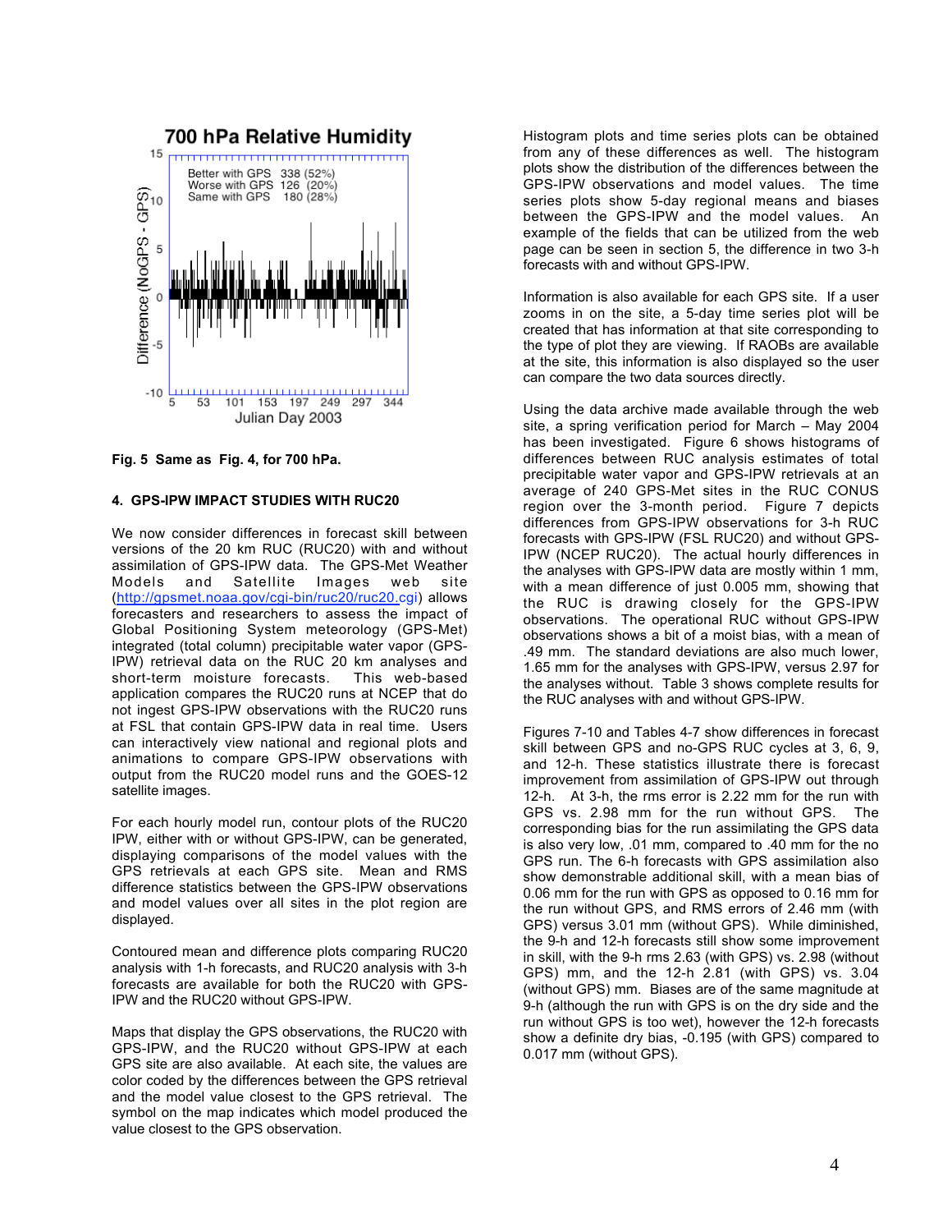Fig. 5 Same as Fig. 4, for 700 hPa.

## 4. GPS-IPW IMPACT STUDIES WITH RUC20

We now consider differences in forecast skill between versions of the 20 km RUC (RUC20) with and without assimilation of GPS-IPW data. The GPS-Met Weather Models and Satellite Images web site (http://gpsmet.noaa.gov/cgi-bin/ruc20/ruc20.cgi) allows forecasters and researchers to assess the impact of Global Positioning System meteorology (GPS-Met) integrated (total column) precipitable water vapor (GPS-IPW) retrieval data on the RUC 20 km analyses and short-term moisture forecasts. This web-based application compares the RUC20 runs at NCEP that do not ingest GPS-IPW observations with the RUC20 runs at FSL that contain GPS-IPW data in real time. Users can interactively view national and regional plots and animations to compare GPS-IPW observations with output from the RUC20 model runs and the GOES-12 satellite images.

For each hourly model run, contour plots of the RUC20 IPW, either with or without GPS-IPW, can be generated, displaying comparisons of the model values with the GPS retrievals at each GPS site. Mean and RMS difference statistics between the GPS-IPW observations and model values over all sites in the plot region are displayed.

Contoured mean and difference plots comparing RUC20 analysis with 1-h forecasts, and RUC20 analysis with 3-h forecasts are available for both the RUC20 with GPS-IPW and the RUC20 without GPS-IPW.

Maps that display the GPS observations, the RUC20 with GPS-IPW, and the RUC20 without GPS-IPW at each GPS site are also available. At each site, the values are color coded by the differences between the GPS retrieval and the model value closest to the GPS retrieval. The symbol on the map indicates which model produced the value closest to the GPS observation.

Histogram plots and time series plots can be obtained from any of these differences as well. The histogram plots show the distribution of the differences between the GPS-IPW observations and model values. The time series plots show 5-day regional means and biases between the GPS-IPW and the model values. An example of the fields that can be utilized from the web page can be seen in section 5, the difference in two 3-h forecasts with and without GPS-IPW.

Information is also available for each GPS site. If a user zooms in on the site, a 5-day time series plot will be created that has information at that site corresponding to the type of plot they are viewing. If RAOBs are available at the site, this information is also displayed so the user can compare the two data sources directly.

Using the data archive made available through the web site, a spring verification period for March – May 2004 has been investigated. Figure 6 shows histograms of differences between RUC analysis estimates of total precipitable water vapor and GPS-IPW retrievals at an average of 240 GPS-Met sites in the RUC CONUS region over the 3-month period. Figure 7 depicts differences from GPS-IPW observations for 3-h RUC forecasts with GPS-IPW (FSL RUC20) and without GPS-IPW (NCEP RUC20). The actual hourly differences in the analyses with GPS-IPW data are mostly within 1 mm, with a mean difference of just 0.005 mm, showing that the RUC is drawing closely for the GPS-IPW observations. The operational RUC without GPS-IPW observations shows a bit of a moist bias, with a mean of .49 mm. The standard deviations are also much lower, 1.65 mm for the analyses with GPS-IPW, versus 2.97 for the analyses without. Table 3 shows complete results for the RUC analyses with and without GPS-IPW.

Figures 7-10 and Tables 4-7 show differences in forecast skill between GPS and no-GPS RUC cycles at 3, 6, 9, and 12-h. These statistics illustrate there is forecast improvement from assimilation of GPS-IPW out through 12-h. At 3-h, the rms error is 2.22 mm for the run with GPS vs. 2.98 mm for the run without GPS. The corresponding bias for the run assimilating the GPS data is also very low, .01 mm, compared to .40 mm for the no GPS run. The 6-h forecasts with GPS assimilation also show demonstrable additional skill, with a mean bias of 0.06 mm for the run with GPS as opposed to 0.16 mm for the run without GPS, and RMS errors of 2.46 mm (with GPS) versus 3.01 mm (without GPS). While diminished, the 9-h and 12-h forecasts still show some improvement in skill, with the 9-h rms 2.63 (with GPS) vs. 2.98 (without GPS) mm, and the 12-h 2.81 (with GPS) vs. 3.04 (without GPS) mm. Biases are of the same magnitude at 9-h (although the run with GPS is on the dry side and the run without GPS is too wet), however the 12-h forecasts show a definite dry bias, -0.195 (with GPS) compared to 0.017 mm (without GPS).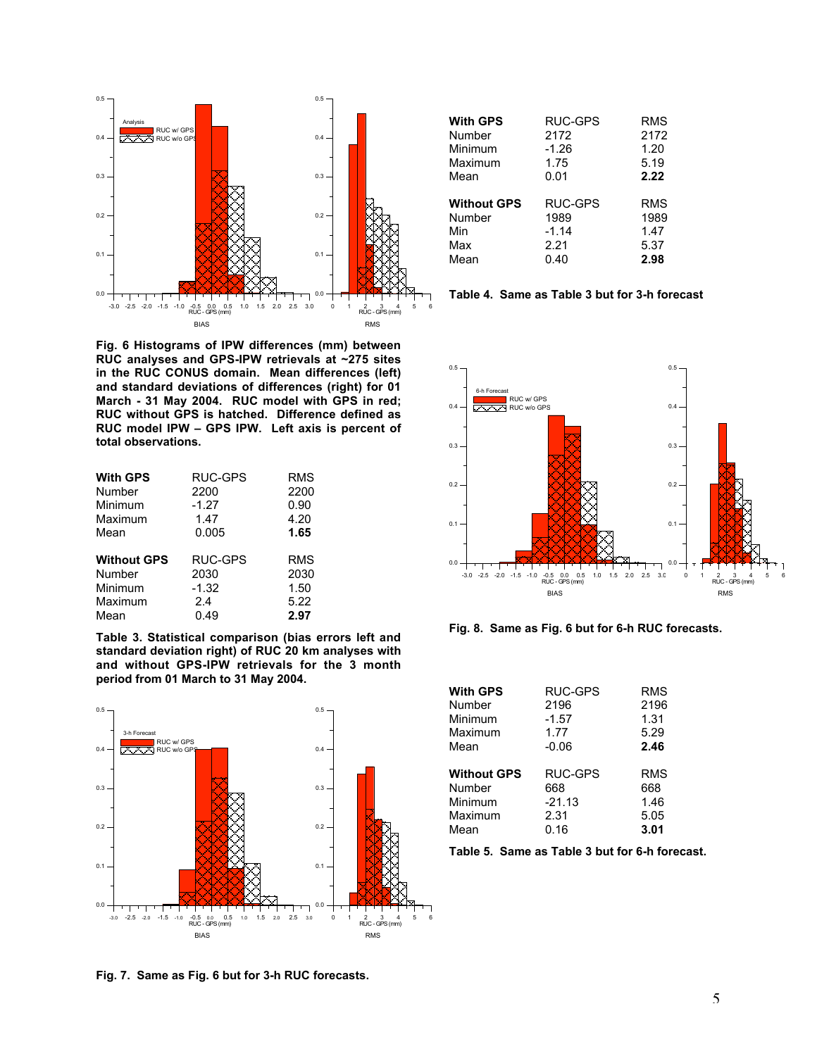Fig. 6 Histograms of IPW differences (mm) between RUC analyses and GPS-IPW retrievals at ~275 sites in the RUC CONUS domain. Mean differences (left) and standard deviations of differences (right) for 01 March - 31 May 2004. RUC model with GPS in red; RUC without GPS is hatched. Difference defined as RUC model IPW – GPS IPW. Left axis is percent of total observations.

| **With GPS** | RUC-GPS | RMS |
|---|---|---|
| Number | 2200 | 2200 |
| Minimum | -1.27 | 0.90 |
| Maximum | 1.47 | 4.20 |
| Mean | 0.005 | **1.65** |
| **Without GPS** | RUC-GPS | RMS |
| Number | 2030 | 2030 |
| Minimum | -1.32 | 1.50 |
| Maximum | 2.4 | 5.22 |
| Mean | 0.49 | **2.97** |

**Table 3. Statistical comparison (bias errors left and standard deviation right) of RUC 20 km analyses with and without GPS-IPW retrievals for the 3 month period from 01 March to 31 May 2004.**

**Fig. 7. Same as Fig. 6 but for 3-h RUC forecasts.**

| **With GPS** | RUC-GPS | RMS |
|---|---|---|
| Number | 2172 | 2172 |
| Minimum | -1.26 | 1.20 |
| Maximum | 1.75 | 5.19 |
| Mean | 0.01 | **2.22** |
| **Without GPS** | RUC-GPS | RMS |
| Number | 1989 | 1989 |
| Min | -1.14 | 1.47 |
| Max | 2.21 | 5.37 |
| Mean | 0.40 | **2.98** |

**Table 4. Same as Table 3 but for 3-h forecast**

**Fig. 8. Same as Fig. 6 but for 6-h RUC forecasts.**

| **With GPS** | RUC-GPS | RMS |
|---|---|---|
| Number | 2196 | 2196 |
| Minimum | -1.57 | 1.31 |
| Maximum | 1.77 | 5.29 |
| Mean | -0.06 | **2.46** |
| **Without GPS** | RUC-GPS | RMS |
| Number | 668 | 668 |
| Minimum | -21.13 | 1.46 |
| Maximum | 2.31 | 5.05 |
| Mean | 0.16 | **3.01** |

**Table 5. Same as Table 3 but for 6-h forecast.**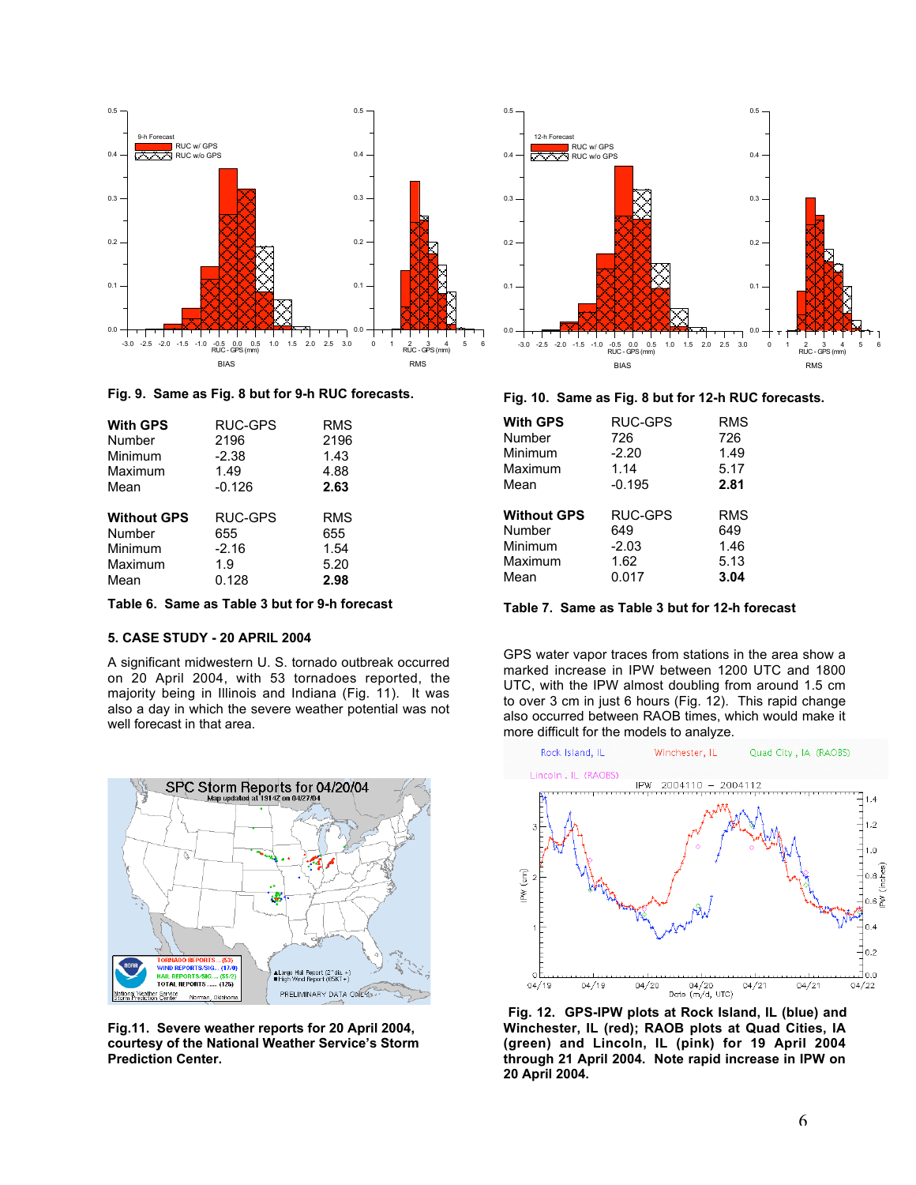**Fig. 9. Same as Fig. 8 but for 9-h RUC forecasts.**

| **With GPS** | RUC-GPS | RMS |
|---|---|---|
| Number | 2196 | 2196 |
| Minimum | -2.38 | 1.43 |
| Maximum | 1.49 | 4.88 |
| Mean | -0.126 | **2.63** |

| **Without GPS** | RUC-GPS | RMS |
|---|---|---|
| Number | 655 | 655 |
| Minimum | -2.16 | 1.54 |
| Maximum | 1.9 | 5.20 |
| Mean | 0.128 | **2.98** |

**Table 6. Same as Table 3 but for 9-h forecast**

**Fig. 10. Same as Fig. 8 but for 12-h RUC forecasts.**

| **With GPS** | RUC-GPS | RMS |
|---|---|---|
| Number | 726 | 726 |
| Minimum | -2.20 | 1.49 |
| Maximum | 1.14 | 5.17 |
| Mean | -0.195 | **2.81** |

| **Without GPS** | RUC-GPS | RMS |
|---|---|---|
| Number | 649 | 649 |
| Minimum | -2.03 | 1.46 |
| Maximum | 1.62 | 5.13 |
| Mean | 0.017 | **3.04** |

**Table 7. Same as Table 3 but for 12-h forecast**

### 5. CASE STUDY - 20 APRIL 2004

A significant midwestern U. S. tornado outbreak occurred on 20 April 2004, with 53 tornadoes reported, the majority being in Illinois and Indiana (Fig. 11). It was also a day in which the severe weather potential was not well forecast in that area.

**Fig.11. Severe weather reports for 20 April 2004, courtesy of the National Weather Service's Storm Prediction Center.**

GPS water vapor traces from stations in the area show a marked increase in IPW between 1200 UTC and 1800 UTC, with the IPW almost doubling from around 1.5 cm to over 3 cm in just 6 hours (Fig. 12). This rapid change also occurred between RAOB times, which would make it more difficult for the models to analyze.

**Fig. 12. GPS-IPW plots at Rock Island, IL (blue) and Winchester, IL (red); RAOB plots at Quad Cities, IA (green) and Lincoln, IL (pink) for 19 April 2004 through 21 April 2004. Note rapid increase in IPW on 20 April 2004.**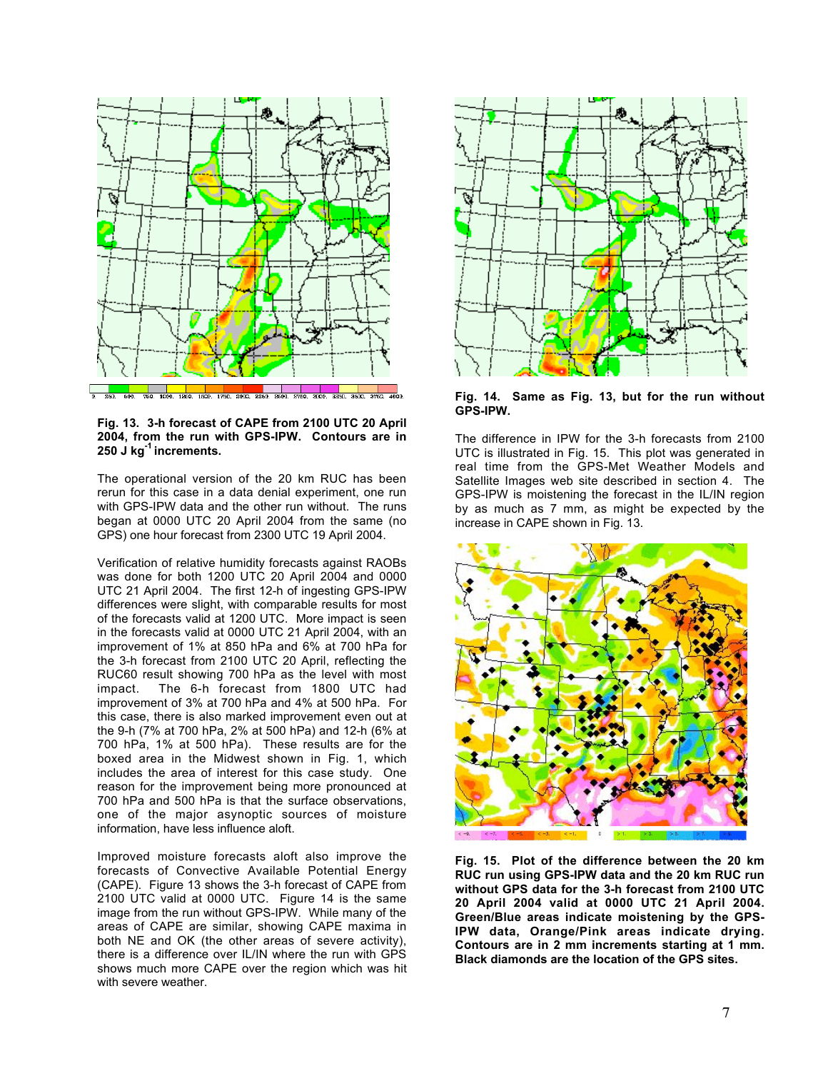**Fig. 13. 3-h forecast of CAPE from 2100 UTC 20 April 2004, from the run with GPS-IPW. Contours are in 250 J kg$^{-1}$ increments.**

The operational version of the 20 km RUC has been rerun for this case in a data denial experiment, one run with GPS-IPW data and the other run without. The runs began at 0000 UTC 20 April 2004 from the same (no GPS) one hour forecast from 2300 UTC 19 April 2004.

Verification of relative humidity forecasts against RAOBs was done for both 1200 UTC 20 April 2004 and 0000 UTC 21 April 2004. The first 12-h of ingesting GPS-IPW differences were slight, with comparable results for most of the forecasts valid at 1200 UTC. More impact is seen in the forecasts valid at 0000 UTC 21 April 2004, with an improvement of 1% at 850 hPa and 6% at 700 hPa for the 3-h forecast from 2100 UTC 20 April, reflecting the RUC60 result showing 700 hPa as the level with most impact. The 6-h forecast from 1800 UTC had improvement of 3% at 700 hPa and 4% at 500 hPa. For this case, there is also marked improvement even out at the 9-h (7% at 700 hPa, 2% at 500 hPa) and 12-h (6% at 700 hPa, 1% at 500 hPa). These results are for the boxed area in the Midwest shown in Fig. 1, which includes the area of interest for this case study. One reason for the improvement being more pronounced at 700 hPa and 500 hPa is that the surface observations, one of the major asynoptic sources of moisture information, have less influence aloft.

Improved moisture forecasts aloft also improve the forecasts of Convective Available Potential Energy (CAPE). Figure 13 shows the 3-h forecast of CAPE from 2100 UTC valid at 0000 UTC. Figure 14 is the same image from the run without GPS-IPW. While many of the areas of CAPE are similar, showing CAPE maxima in both NE and OK (the other areas of severe activity), there is a difference over IL/IN where the run with GPS shows much more CAPE over the region which was hit with severe weather.

**Fig. 14. Same as Fig. 13, but for the run without GPS-IPW.**

The difference in IPW for the 3-h forecasts from 2100 UTC is illustrated in Fig. 15. This plot was generated in real time from the GPS-Met Weather Models and Satellite Images web site described in section 4. The GPS-IPW is moistening the forecast in the IL/IN region by as much as 7 mm, as might be expected by the increase in CAPE shown in Fig. 13.

**Fig. 15. Plot of the difference between the 20 km RUC run using GPS-IPW data and the 20 km RUC run without GPS data for the 3-h forecast from 2100 UTC 20 April 2004 valid at 0000 UTC 21 April 2004. Green/Blue areas indicate moistening by the GPS-IPW data, Orange/Pink areas indicate drying. Contours are in 2 mm increments starting at 1 mm. Black diamonds are the location of the GPS sites.**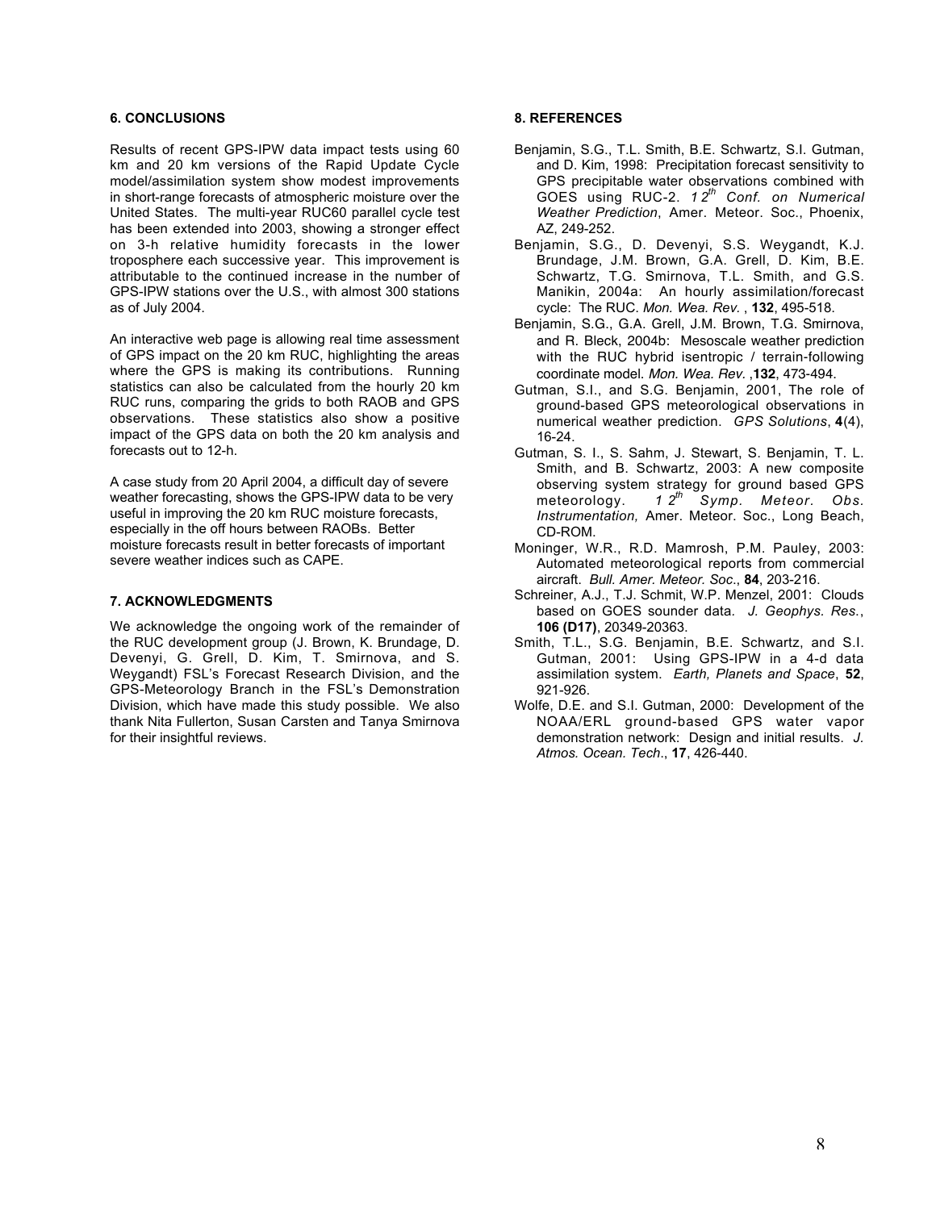## 6. CONCLUSIONS

Results of recent GPS-IPW data impact tests using 60 km and 20 km versions of the Rapid Update Cycle model/assimilation system show modest improvements in short-range forecasts of atmospheric moisture over the United States. The multi-year RUC60 parallel cycle test has been extended into 2003, showing a stronger effect on 3-h relative humidity forecasts in the lower troposphere each successive year. This improvement is attributable to the continued increase in the number of GPS-IPW stations over the U.S., with almost 300 stations as of July 2004.

An interactive web page is allowing real time assessment of GPS impact on the 20 km RUC, highlighting the areas where the GPS is making its contributions. Running statistics can also be calculated from the hourly 20 km RUC runs, comparing the grids to both RAOB and GPS observations. These statistics also show a positive impact of the GPS data on both the 20 km analysis and forecasts out to 12-h.

A case study from 20 April 2004, a difficult day of severe weather forecasting, shows the GPS-IPW data to be very useful in improving the 20 km RUC moisture forecasts, especially in the off hours between RAOBs. Better moisture forecasts result in better forecasts of important severe weather indices such as CAPE.

## 7. ACKNOWLEDGMENTS

We acknowledge the ongoing work of the remainder of the RUC development group (J. Brown, K. Brundage, D. Devenyi, G. Grell, D. Kim, T. Smirnova, and S. Weygandt) FSL's Forecast Research Division, and the GPS-Meteorology Branch in the FSL's Demonstration Division, which have made this study possible. We also thank Nita Fullerton, Susan Carsten and Tanya Smirnova for their insightful reviews.

## 8. REFERENCES

Benjamin, S.G., T.L. Smith, B.E. Schwartz, S.I. Gutman, and D. Kim, 1998: Precipitation forecast sensitivity to GPS precipitable water observations combined with GOES using RUC-2. *12th Conf. on Numerical Weather Prediction*, Amer. Meteor. Soc., Phoenix, AZ, 249-252.

Benjamin, S.G., D. Devenyi, S.S. Weygandt, K.J. Brundage, J.M. Brown, G.A. Grell, D. Kim, B.E. Schwartz, T.G. Smirnova, T.L. Smith, and G.S. Manikin, 2004a: An hourly assimilation/forecast cycle: The RUC. *Mon. Wea. Rev.* , **132**, 495-518.

Benjamin, S.G., G.A. Grell, J.M. Brown, T.G. Smirnova, and R. Bleck, 2004b: Mesoscale weather prediction with the RUC hybrid isentropic / terrain-following coordinate model. *Mon. Wea. Rev.* ,**132**, 473-494.

Gutman, S.I., and S.G. Benjamin, 2001, The role of ground-based GPS meteorological observations in numerical weather prediction. *GPS Solutions*, **4**(4), 16-24.

Gutman, S. I., S. Sahm, J. Stewart, S. Benjamin, T. L. Smith, and B. Schwartz, 2003: A new composite observing system strategy for ground based GPS meteorology. *12th Symp. Meteor. Obs. Instrumentation,* Amer. Meteor. Soc., Long Beach, CD-ROM.

Moninger, W.R., R.D. Mamrosh, P.M. Pauley, 2003: Automated meteorological reports from commercial aircraft. *Bull. Amer. Meteor. Soc*., **84**, 203-216.

Schreiner, A.J., T.J. Schmit, W.P. Menzel, 2001: Clouds based on GOES sounder data. *J. Geophys. Res.*, **106 (D17)**, 20349-20363.

Smith, T.L., S.G. Benjamin, B.E. Schwartz, and S.I. Gutman, 2001: Using GPS-IPW in a 4-d data assimilation system. *Earth, Planets and Space*, **52**, 921-926.

Wolfe, D.E. and S.I. Gutman, 2000: Development of the NOAA/ERL ground-based GPS water vapor demonstration network: Design and initial results. *J. Atmos. Ocean. Tech*., **17**, 426-440.